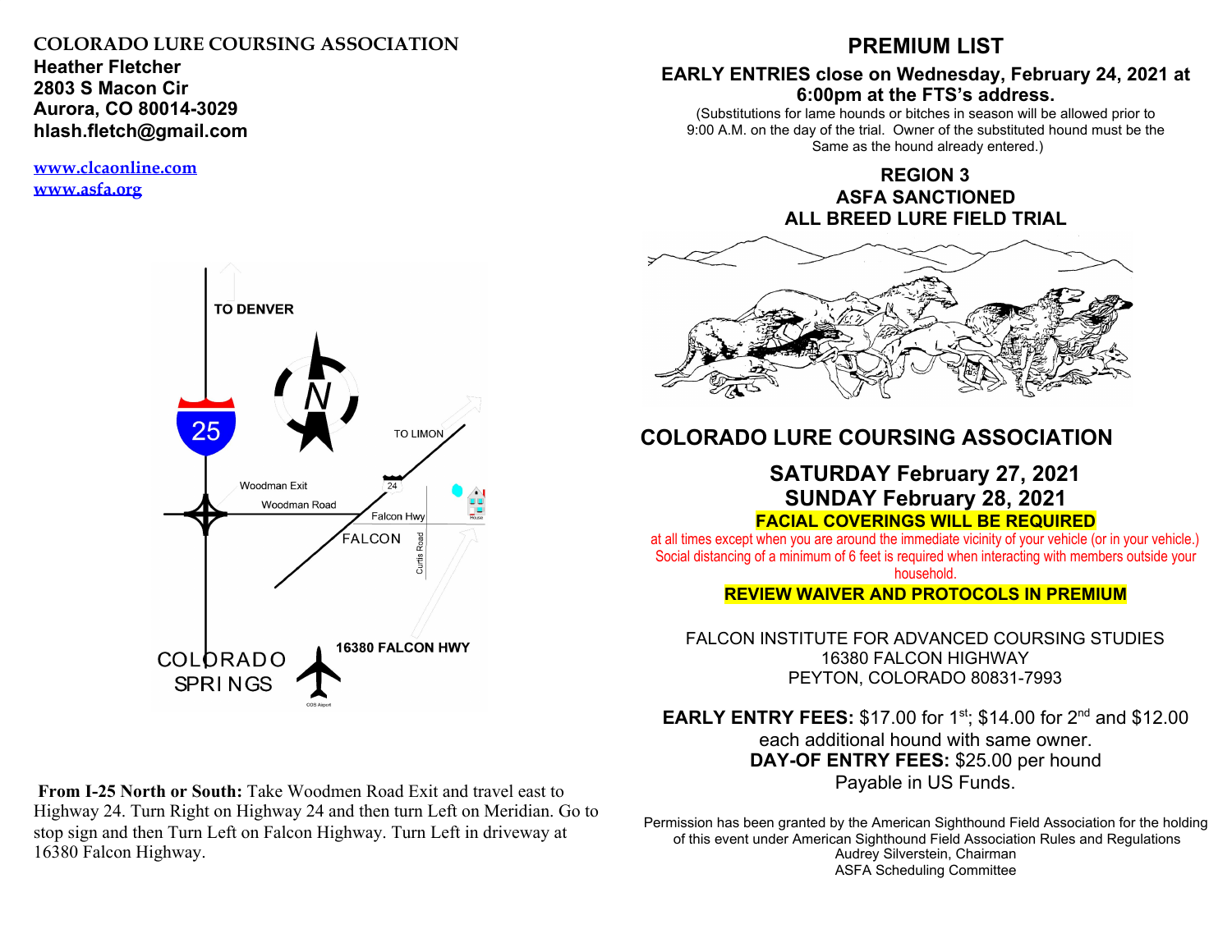**COLORADO LURE COURSING ASSOCIATION**
**Heather Fletcher**
**2803 S Macon Cir**
**Aurora, CO 80014-3029**
**hlash.fletch@gmail.com**

www.clcaonline.com
www.asfa.org

TO DENVER

25

N

TO LIMON

Woodman Exit

24

Woodman Road

Falcon Hwy

House

FALCON

Curtis Road

COLORADO SPRINGS

16380 FALCON HWY

COS Airport

**From I-25 North or South:** Take Woodmen Road Exit and travel east to Highway 24. Turn Right on Highway 24 and then turn Left on Meridian. Go to stop sign and then Turn Left on Falcon Highway. Turn Left in driveway at 16380 Falcon Highway.

# PREMIUM LIST

**EARLY ENTRIES close on Wednesday, February 24, 2021 at 6:00pm at the FTS's address.**

(Substitutions for lame hounds or bitches in season will be allowed prior to 9:00 A.M. on the day of the trial. Owner of the substituted hound must be the Same as the hound already entered.)

**REGION 3**
**ASFA SANCTIONED**
**ALL BREED LURE FIELD TRIAL**

## COLORADO LURE COURSING ASSOCIATION

**SATURDAY February 27, 2021**
**SUNDAY February 28, 2021**

**FACIAL COVERINGS WILL BE REQUIRED**

at all times except when you are around the immediate vicinity of your vehicle (or in your vehicle.) Social distancing of a minimum of 6 feet is required when interacting with members outside your household.

**REVIEW WAIVER AND PROTOCOLS IN PREMIUM**

FALCON INSTITUTE FOR ADVANCED COURSING STUDIES
16380 FALCON HIGHWAY
PEYTON, COLORADO 80831-7993

**EARLY ENTRY FEES:** $17.00 for 1st; $14.00 for 2nd and $12.00 each additional hound with same owner.
**DAY-OF ENTRY FEES:** $25.00 per hound
Payable in US Funds.

Permission has been granted by the American Sighthound Field Association for the holding of this event under American Sighthound Field Association Rules and Regulations
Audrey Silverstein, Chairman
ASFA Scheduling Committee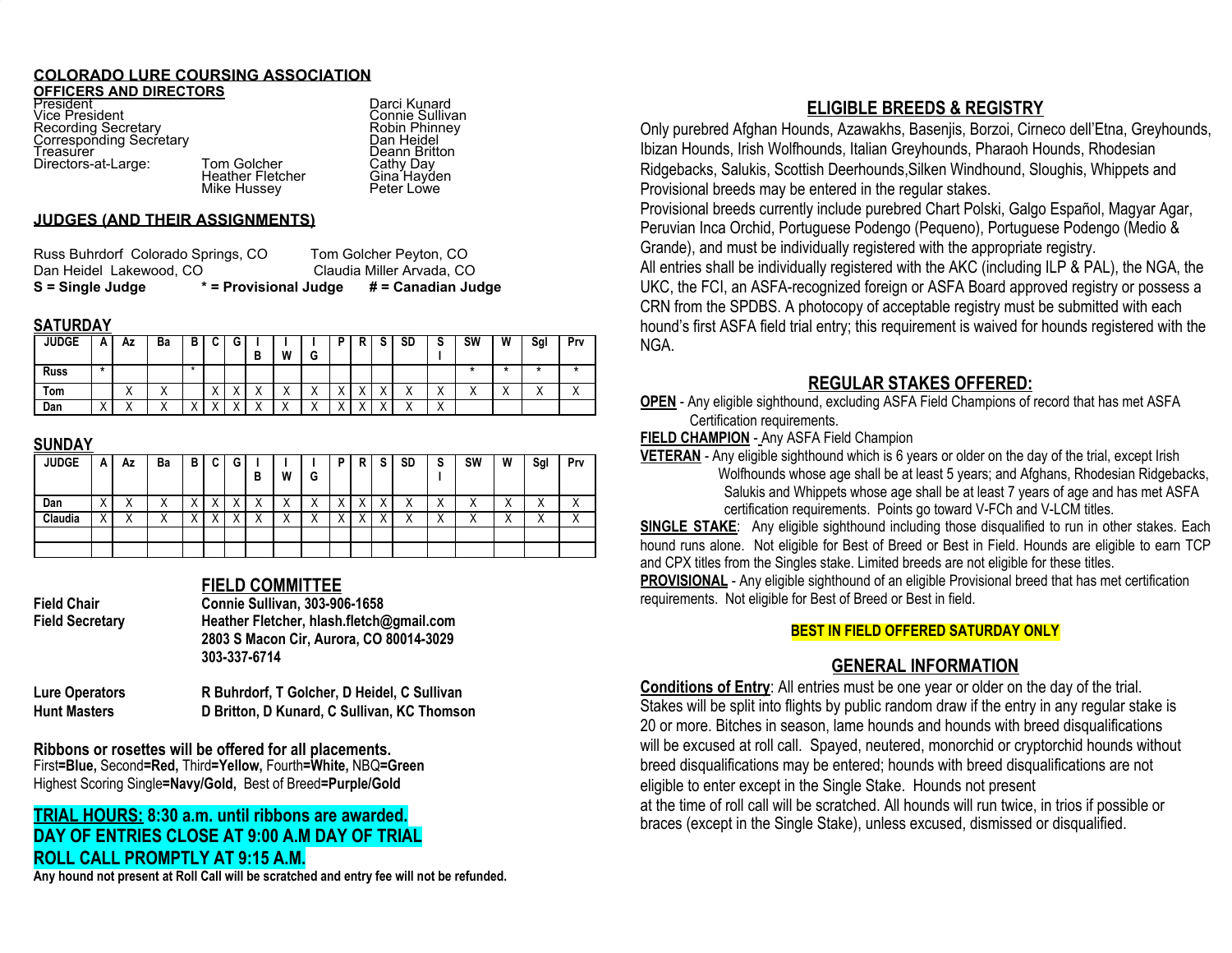## COLORADO LURE COURSING ASSOCIATION

### OFFICERS AND DIRECTORS

| | | |
|---|---|---|
| President | | Darci Kunard |
| Vice President | | Connie Sullivan |
| Recording Secretary | | Robin Phinney |
| Corresponding Secretary | | Dan Heidel |
| Treasurer | | Deann Britton |
| Directors-at-Large: | Tom Golcher | Cathy Day |
| | Heather Fletcher | Gina Hayden |
| | Mike Hussey | Peter Lowe |

### JUDGES (AND THEIR ASSIGNMENTS)

Russ Buhrdorf Colorado Springs, CO — Tom Golcher Peyton, CO
Dan Heidel Lakewood, CO — Claudia Miller Arvada, CO

**S = Single Judge   * = Provisional Judge   # = Canadian Judge**

### SATURDAY

| JUDGE | A | Az | Ba | B | C | G | IB | IW | IG | P | R | S | SD | SI | SW | W | Sgl | Prv |
|---|---|---|---|---|---|---|---|---|---|---|---|---|---|---|---|---|---|---|
| Russ | * | | | * | | | | | | | | | | | * | * | * | * |
| Tom | | X | X | | X | X | X | X | X | X | X | X | X | X | X | X | X | X |
| Dan | X | X | X | X | X | X | X | X | X | X | X | X | X | X | | | | |

### SUNDAY

| JUDGE | A | Az | Ba | B | C | G | IB | IW | IG | P | R | S | SD | SI | SW | W | Sgl | Prv |
|---|---|---|---|---|---|---|---|---|---|---|---|---|---|---|---|---|---|---|
| Dan | X | X | X | X | X | X | X | X | X | X | X | X | X | X | X | X | X | X |
| Claudia | X | X | X | X | X | X | X | X | X | X | X | X | X | X | X | X | X | X |
| | | | | | | | | | | | | | | | | | | |
| | | | | | | | | | | | | | | | | | | |

### FIELD COMMITTEE

**Field Chair** — **Connie Sullivan, 303-906-1658**
**Field Secretary** — **Heather Fletcher, hlash.fletch@gmail.com**
**2803 S Macon Cir, Aurora, CO 80014-3029**
**303-337-6714**

**Lure Operators** — **R Buhrdorf, T Golcher, D Heidel, C Sullivan**
**Hunt Masters** — **D Britton, D Kunard, C Sullivan, KC Thomson**

**Ribbons or rosettes will be offered for all placements.**
First**=Blue,** Second**=Red,** Third**=Yellow,** Fourth**=White,** NBQ**=Green**
Highest Scoring Single**=Navy/Gold,** Best of Breed**=Purple/Gold**

**TRIAL HOURS: 8:30 a.m. until ribbons are awarded.**
**DAY OF ENTRIES CLOSE AT 9:00 A.M DAY OF TRIAL**
**ROLL CALL PROMPTLY AT 9:15 A.M.**
**Any hound not present at Roll Call will be scratched and entry fee will not be refunded.**

## ELIGIBLE BREEDS & REGISTRY

Only purebred Afghan Hounds, Azawakhs, Basenjis, Borzoi, Cirneco dell'Etna, Greyhounds, Ibizan Hounds, Irish Wolfhounds, Italian Greyhounds, Pharaoh Hounds, Rhodesian Ridgebacks, Salukis, Scottish Deerhounds,Silken Windhound, Sloughis, Whippets and Provisional breeds may be entered in the regular stakes.
Provisional breeds currently include purebred Chart Polski, Galgo Español, Magyar Agar, Peruvian Inca Orchid, Portuguese Podengo (Pequeno), Portuguese Podengo (Medio & Grande), and must be individually registered with the appropriate registry.
All entries shall be individually registered with the AKC (including ILP & PAL), the NGA, the UKC, the FCI, an ASFA-recognized foreign or ASFA Board approved registry or possess a CRN from the SPDBS. A photocopy of acceptable registry must be submitted with each hound's first ASFA field trial entry; this requirement is waived for hounds registered with the NGA.

## REGULAR STAKES OFFERED:

**OPEN** - Any eligible sighthound, excluding ASFA Field Champions of record that has met ASFA Certification requirements.

**FIELD CHAMPION** - Any ASFA Field Champion

**VETERAN** - Any eligible sighthound which is 6 years or older on the day of the trial, except Irish Wolfhounds whose age shall be at least 5 years; and Afghans, Rhodesian Ridgebacks, Salukis and Whippets whose age shall be at least 7 years of age and has met ASFA certification requirements. Points go toward V-FCh and V-LCM titles.

**SINGLE STAKE**: Any eligible sighthound including those disqualified to run in other stakes. Each hound runs alone. Not eligible for Best of Breed or Best in Field. Hounds are eligible to earn TCP and CPX titles from the Singles stake. Limited breeds are not eligible for these titles.

**PROVISIONAL** - Any eligible sighthound of an eligible Provisional breed that has met certification requirements. Not eligible for Best of Breed or Best in field.

**BEST IN FIELD OFFERED SATURDAY ONLY**

## GENERAL INFORMATION

**Conditions of Entry**: All entries must be one year or older on the day of the trial. Stakes will be split into flights by public random draw if the entry in any regular stake is 20 or more. Bitches in season, lame hounds and hounds with breed disqualifications will be excused at roll call. Spayed, neutered, monorchid or cryptorchid hounds without breed disqualifications may be entered; hounds with breed disqualifications are not eligible to enter except in the Single Stake. Hounds not present at the time of roll call will be scratched. All hounds will run twice, in trios if possible or braces (except in the Single Stake), unless excused, dismissed or disqualified.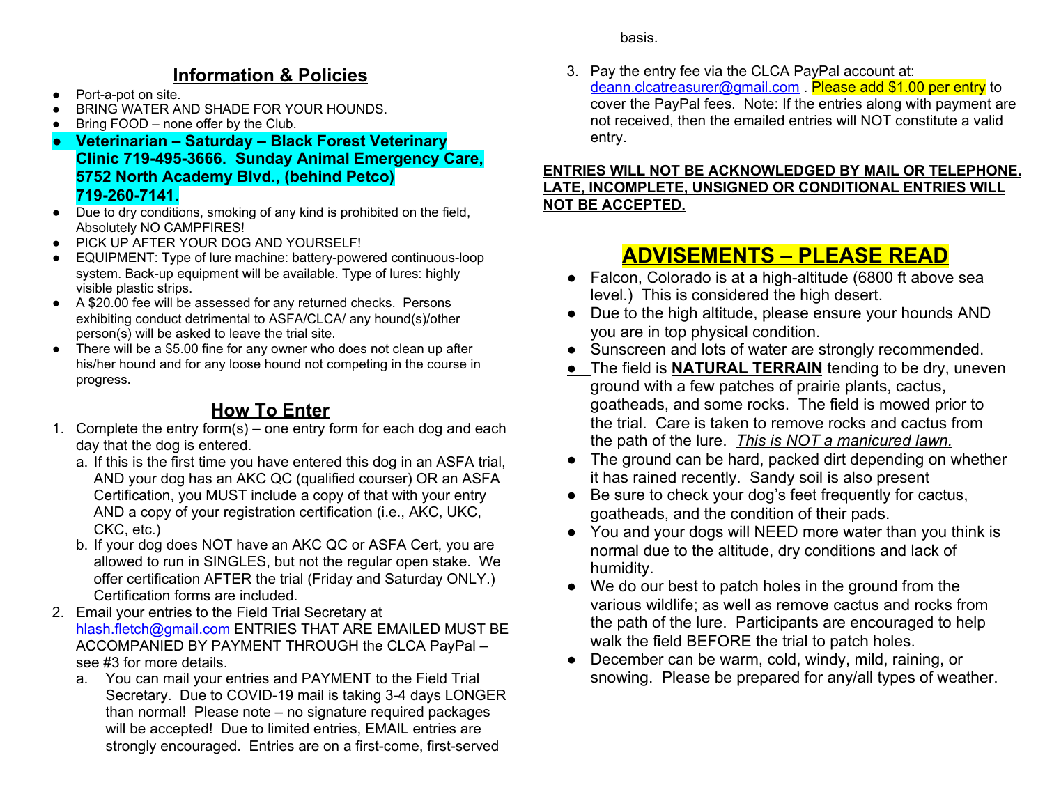## Information & Policies

- Port-a-pot on site.
- BRING WATER AND SHADE FOR YOUR HOUNDS.
- Bring FOOD – none offer by the Club.
- **Veterinarian – Saturday – Black Forest Veterinary Clinic 719-495-3666. Sunday Animal Emergency Care, 5752 North Academy Blvd., (behind Petco) 719-260-7141.**
- Due to dry conditions, smoking of any kind is prohibited on the field, Absolutely NO CAMPFIRES!
- PICK UP AFTER YOUR DOG AND YOURSELF!
- EQUIPMENT: Type of lure machine: battery-powered continuous-loop system. Back-up equipment will be available. Type of lures: highly visible plastic strips.
- A $20.00 fee will be assessed for any returned checks. Persons exhibiting conduct detrimental to ASFA/CLCA/ any hound(s)/other person(s) will be asked to leave the trial site.
- There will be a $5.00 fine for any owner who does not clean up after his/her hound and for any loose hound not competing in the course in progress.

## How To Enter

1. Complete the entry form(s) – one entry form for each dog and each day that the dog is entered.
   a. If this is the first time you have entered this dog in an ASFA trial, AND your dog has an AKC QC (qualified courser) OR an ASFA Certification, you MUST include a copy of that with your entry AND a copy of your registration certification (i.e., AKC, UKC, CKC, etc.)
   b. If your dog does NOT have an AKC QC or ASFA Cert, you are allowed to run in SINGLES, but not the regular open stake. We offer certification AFTER the trial (Friday and Saturday ONLY.) Certification forms are included.
2. Email your entries to the Field Trial Secretary at hlash.fletch@gmail.com ENTRIES THAT ARE EMAILED MUST BE ACCOMPANIED BY PAYMENT THROUGH the CLCA PayPal – see #3 for more details.
   a. You can mail your entries and PAYMENT to the Field Trial Secretary. Due to COVID-19 mail is taking 3-4 days LONGER than normal! Please note – no signature required packages will be accepted! Due to limited entries, EMAIL entries are strongly encouraged. Entries are on a first-come, first-served basis.
3. Pay the entry fee via the CLCA PayPal account at: deann.clcatreasurer@gmail.com . Please add $1.00 per entry to cover the PayPal fees. Note: If the entries along with payment are not received, then the emailed entries will NOT constitute a valid entry.

**ENTRIES WILL NOT BE ACKNOWLEDGED BY MAIL OR TELEPHONE. LATE, INCOMPLETE, UNSIGNED OR CONDITIONAL ENTRIES WILL NOT BE ACCEPTED.**

## ADVISEMENTS – PLEASE READ

- Falcon, Colorado is at a high-altitude (6800 ft above sea level.) This is considered the high desert.
- Due to the high altitude, please ensure your hounds AND you are in top physical condition.
- Sunscreen and lots of water are strongly recommended.
- The field is **NATURAL TERRAIN** tending to be dry, uneven ground with a few patches of prairie plants, cactus, goatheads, and some rocks. The field is mowed prior to the trial. Care is taken to remove rocks and cactus from the path of the lure. *This is NOT a manicured lawn.*
- The ground can be hard, packed dirt depending on whether it has rained recently. Sandy soil is also present
- Be sure to check your dog's feet frequently for cactus, goatheads, and the condition of their pads.
- You and your dogs will NEED more water than you think is normal due to the altitude, dry conditions and lack of humidity.
- We do our best to patch holes in the ground from the various wildlife; as well as remove cactus and rocks from the path of the lure. Participants are encouraged to help walk the field BEFORE the trial to patch holes.
- December can be warm, cold, windy, mild, raining, or snowing. Please be prepared for any/all types of weather.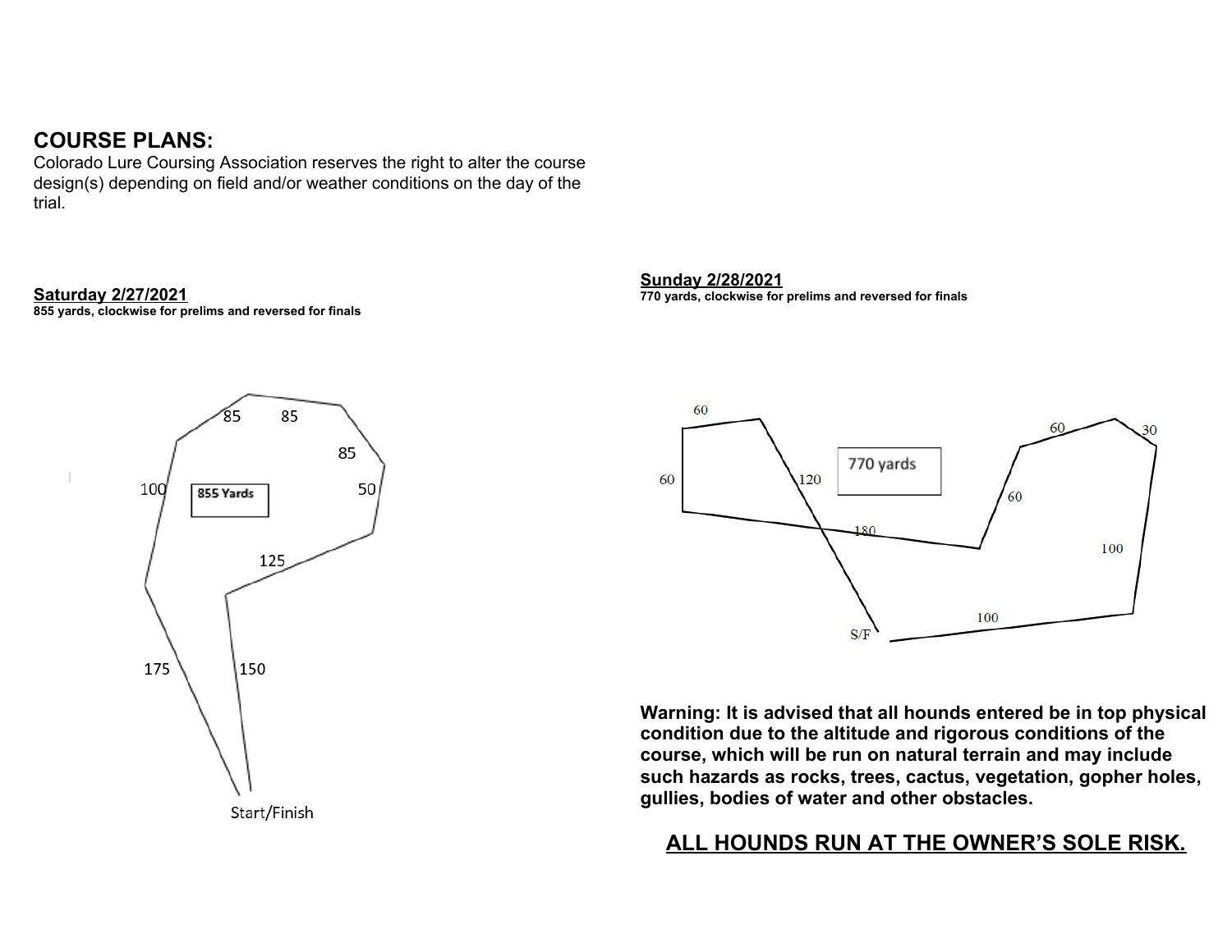## COURSE PLANS:

Colorado Lure Coursing Association reserves the right to alter the course design(s) depending on field and/or weather conditions on the day of the trial.

**Saturday 2/27/2021**

**855 yards, clockwise for prelims and reversed for finals**

855 Yards

85 85 85 50 125 150 175 100

Start/Finish

**Sunday 2/28/2021**

**770 yards, clockwise for prelims and reversed for finals**

770 yards

60 60 120 180 60 60 30 100 100

S/F

**Warning: It is advised that all hounds entered be in top physical condition due to the altitude and rigorous conditions of the course, which will be run on natural terrain and may include such hazards as rocks, trees, cactus, vegetation, gopher holes, gullies, bodies of water and other obstacles.**

**ALL HOUNDS RUN AT THE OWNER'S SOLE RISK.**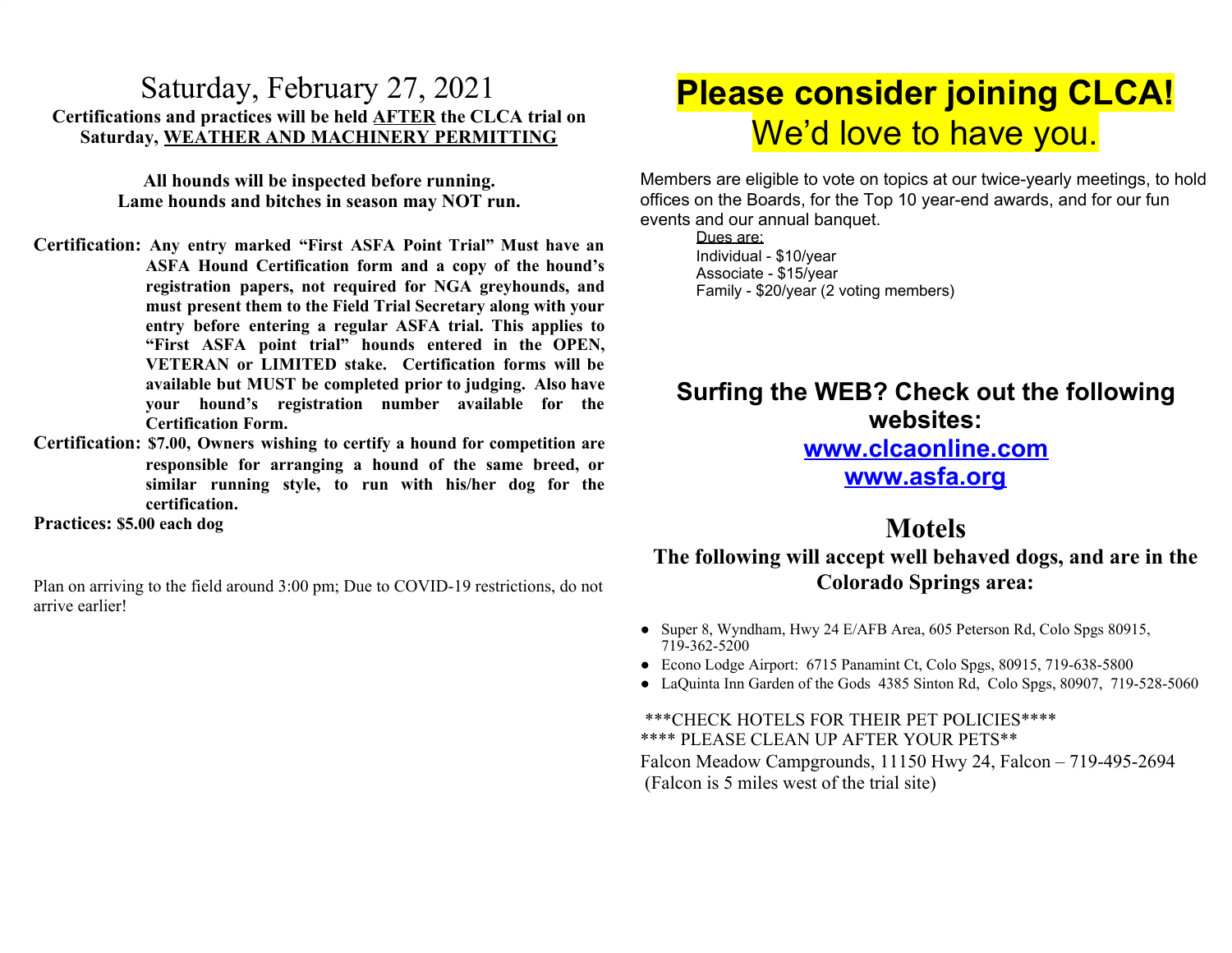# Saturday, February 27, 2021

**Certifications and practices will be held AFTER the CLCA trial on Saturday, WEATHER AND MACHINERY PERMITTING**

**All hounds will be inspected before running.**
**Lame hounds and bitches in season may NOT run.**

**Certification:** **Any entry marked "First ASFA Point Trial" Must have an ASFA Hound Certification form and a copy of the hound's registration papers, not required for NGA greyhounds, and must present them to the Field Trial Secretary along with your entry before entering a regular ASFA trial. This applies to "First ASFA point trial" hounds entered in the OPEN, VETERAN or LIMITED stake. Certification forms will be available but MUST be completed prior to judging. Also have your hound's registration number available for the Certification Form.**

**Certification:** **$7.00, Owners wishing to certify a hound for competition are responsible for arranging a hound of the same breed, or similar running style, to run with his/her dog for the certification.**

**Practices: $5.00 each dog**

Plan on arriving to the field around 3:00 pm; Due to COVID-19 restrictions, do not arrive earlier!

# Please consider joining CLCA!

We'd love to have you.

Members are eligible to vote on topics at our twice-yearly meetings, to hold offices on the Boards, for the Top 10 year-end awards, and for our fun events and our annual banquet.

Dues are:
- Individual - $10/year
- Associate - $15/year
- Family - $20/year (2 voting members)

## Surfing the WEB? Check out the following websites:

**www.clcaonline.com**
**www.asfa.org**

## Motels

**The following will accept well behaved dogs, and are in the Colorado Springs area:**

- Super 8, Wyndham, Hwy 24 E/AFB Area, 605 Peterson Rd, Colo Spgs 80915, 719-362-5200
- Econo Lodge Airport: 6715 Panamint Ct, Colo Spgs, 80915, 719-638-5800
- LaQuinta Inn Garden of the Gods 4385 Sinton Rd, Colo Spgs, 80907, 719-528-5060

***CHECK HOTELS FOR THEIR PET POLICIES****
**** PLEASE CLEAN UP AFTER YOUR PETS**
Falcon Meadow Campgrounds, 11150 Hwy 24, Falcon – 719-495-2694
(Falcon is 5 miles west of the trial site)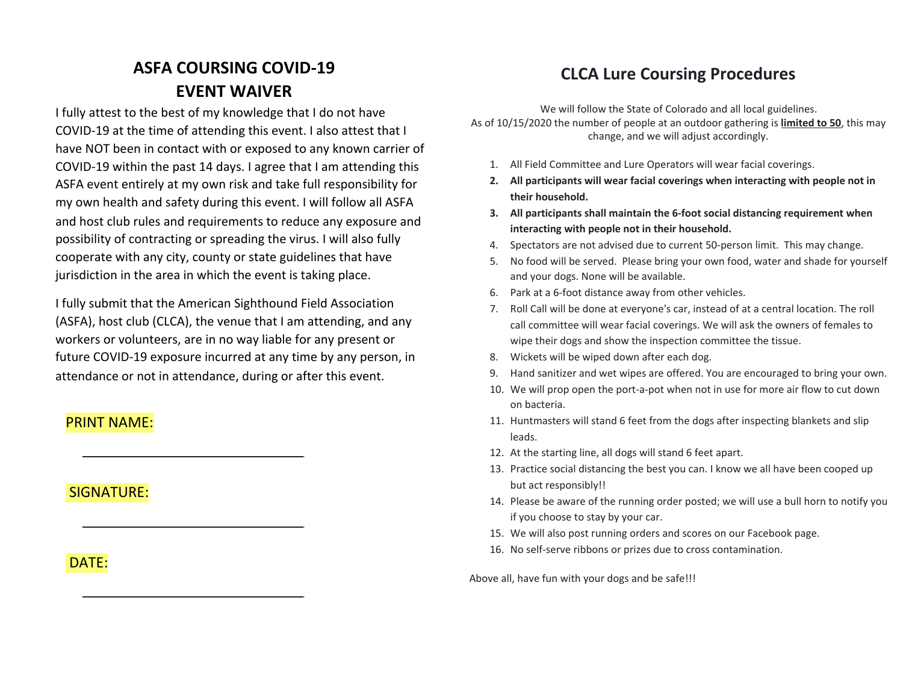# ASFA COURSING COVID-19 EVENT WAIVER

I fully attest to the best of my knowledge that I do not have COVID-19 at the time of attending this event. I also attest that I have NOT been in contact with or exposed to any known carrier of COVID-19 within the past 14 days. I agree that I am attending this ASFA event entirely at my own risk and take full responsibility for my own health and safety during this event. I will follow all ASFA and host club rules and requirements to reduce any exposure and possibility of contracting or spreading the virus. I will also fully cooperate with any city, county or state guidelines that have jurisdiction in the area in which the event is taking place.

I fully submit that the American Sighthound Field Association (ASFA), host club (CLCA), the venue that I am attending, and any workers or volunteers, are in no way liable for any present or future COVID-19 exposure incurred at any time by any person, in attendance or not in attendance, during or after this event.

PRINT NAME:

______________________________

SIGNATURE:

______________________________

DATE:

______________________________

# CLCA Lure Coursing Procedures

We will follow the State of Colorado and all local guidelines.
As of 10/15/2020 the number of people at an outdoor gathering is **limited to 50**, this may change, and we will adjust accordingly.

1. All Field Committee and Lure Operators will wear facial coverings.
2. **All participants will wear facial coverings when interacting with people not in their household.**
3. **All participants shall maintain the 6-foot social distancing requirement when interacting with people not in their household.**
4. Spectators are not advised due to current 50-person limit. This may change.
5. No food will be served. Please bring your own food, water and shade for yourself and your dogs. None will be available.
6. Park at a 6-foot distance away from other vehicles.
7. Roll Call will be done at everyone's car, instead of at a central location. The roll call committee will wear facial coverings. We will ask the owners of females to wipe their dogs and show the inspection committee the tissue.
8. Wickets will be wiped down after each dog.
9. Hand sanitizer and wet wipes are offered. You are encouraged to bring your own.
10. We will prop open the port-a-pot when not in use for more air flow to cut down on bacteria.
11. Huntmasters will stand 6 feet from the dogs after inspecting blankets and slip leads.
12. At the starting line, all dogs will stand 6 feet apart.
13. Practice social distancing the best you can. I know we all have been cooped up but act responsibly!!
14. Please be aware of the running order posted; we will use a bull horn to notify you if you choose to stay by your car.
15. We will also post running orders and scores on our Facebook page.
16. No self-serve ribbons or prizes due to cross contamination.

Above all, have fun with your dogs and be safe!!!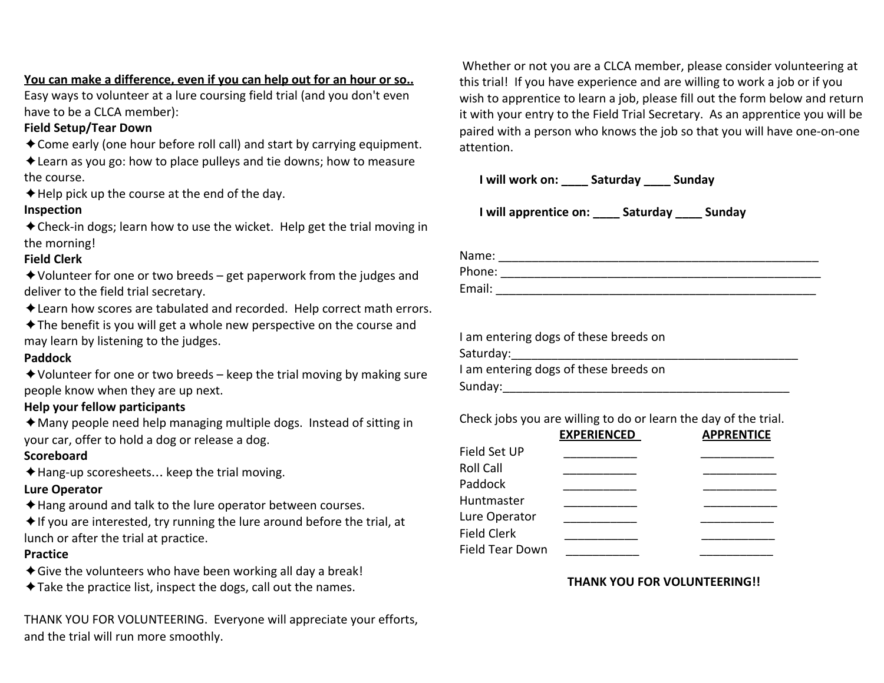**You can make a difference, even if you can help out for an hour or so..**

Easy ways to volunteer at a lure coursing field trial (and you don't even have to be a CLCA member):

**Field Setup/Tear Down**

✦Come early (one hour before roll call) and start by carrying equipment.

✦Learn as you go: how to place pulleys and tie downs; how to measure the course.

✦Help pick up the course at the end of the day.

**Inspection**

✦Check-in dogs; learn how to use the wicket. Help get the trial moving in the morning!

**Field Clerk**

✦Volunteer for one or two breeds – get paperwork from the judges and deliver to the field trial secretary.

✦Learn how scores are tabulated and recorded. Help correct math errors.

✦The benefit is you will get a whole new perspective on the course and may learn by listening to the judges.

**Paddock**

✦Volunteer for one or two breeds – keep the trial moving by making sure people know when they are up next.

**Help your fellow participants**

✦Many people need help managing multiple dogs. Instead of sitting in your car, offer to hold a dog or release a dog.

**Scoreboard**

✦Hang-up scoresheets… keep the trial moving.

**Lure Operator**

✦Hang around and talk to the lure operator between courses.

✦If you are interested, try running the lure around before the trial, at lunch or after the trial at practice.

**Practice**

✦Give the volunteers who have been working all day a break!

✦Take the practice list, inspect the dogs, call out the names.

THANK YOU FOR VOLUNTEERING. Everyone will appreciate your efforts, and the trial will run more smoothly.

Whether or not you are a CLCA member, please consider volunteering at this trial! If you have experience and are willing to work a job or if you wish to apprentice to learn a job, please fill out the form below and return it with your entry to the Field Trial Secretary. As an apprentice you will be paired with a person who knows the job so that you will have one-on-one attention.

**I will work on: ____ Saturday ____ Sunday**

**I will apprentice on: ____ Saturday ____ Sunday**

Name: ___________________________________________________

Phone: ___________________________________________________

Email: ___________________________________________________

I am entering dogs of these breeds on Saturday:_____________________________________________

I am entering dogs of these breeds on Sunday:_____________________________________________

Check jobs you are willing to do or learn the day of the trial.

| | **EXPERIENCED** | **APPRENTICE** |
|---|---|---|
| Field Set UP | ___________ | ___________ |
| Roll Call | ___________ | ___________ |
| Paddock | ___________ | ___________ |
| Huntmaster | ___________ | ___________ |
| Lure Operator | ___________ | ___________ |
| Field Clerk | ___________ | ___________ |
| Field Tear Down | ___________ | ___________ |

**THANK YOU FOR VOLUNTEERING!!**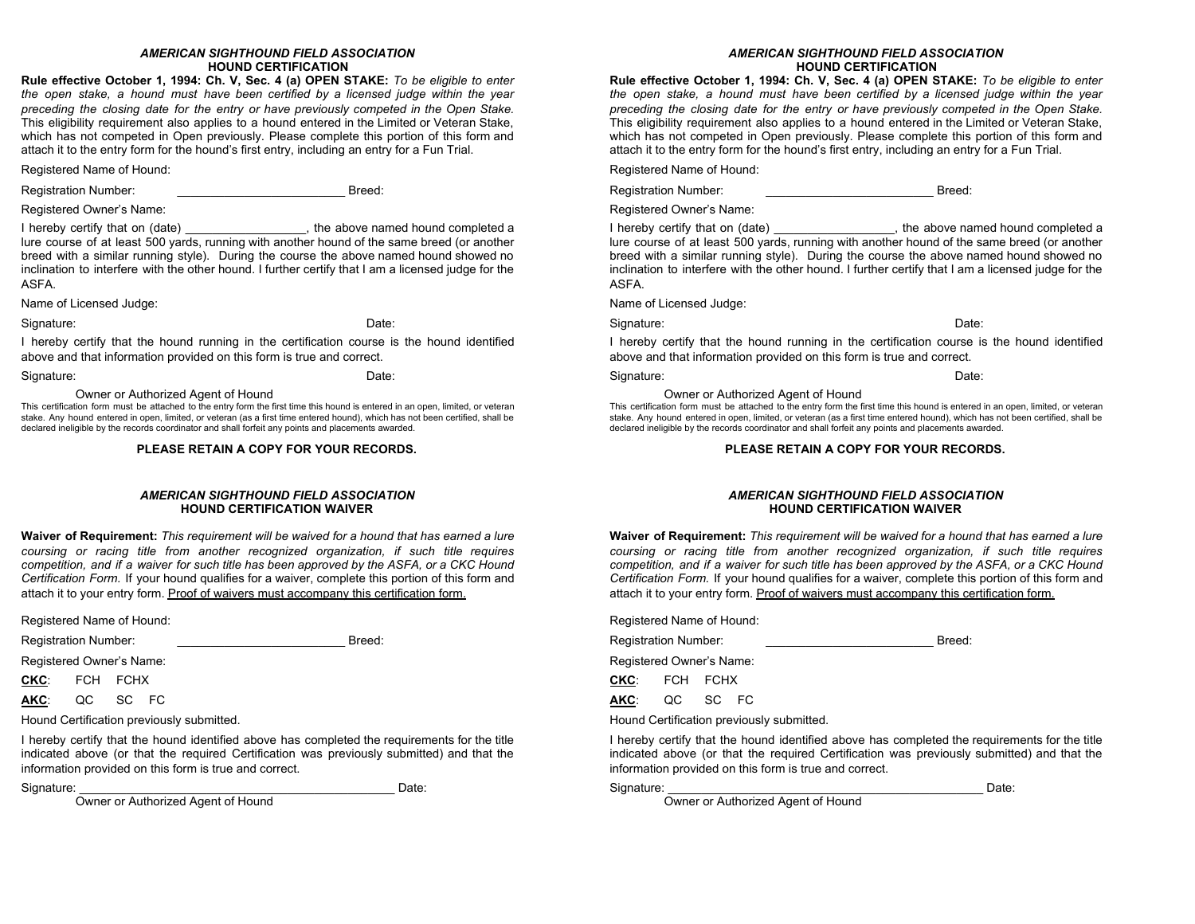### *AMERICAN SIGHTHOUND FIELD ASSOCIATION*
### HOUND CERTIFICATION

**Rule effective October 1, 1994: Ch. V, Sec. 4 (a) OPEN STAKE:** *To be eligible to enter the open stake, a hound must have been certified by a licensed judge within the year preceding the closing date for the entry or have previously competed in the Open Stake.* This eligibility requirement also applies to a hound entered in the Limited or Veteran Stake, which has not competed in Open previously. Please complete this portion of this form and attach it to the entry form for the hound's first entry, including an entry for a Fun Trial.

Registered Name of Hound:

Registration Number: _________________________ Breed:

Registered Owner's Name:

I hereby certify that on (date) __________________, the above named hound completed a lure course of at least 500 yards, running with another hound of the same breed (or another breed with a similar running style). During the course the above named hound showed no inclination to interfere with the other hound. I further certify that I am a licensed judge for the ASFA.

Name of Licensed Judge:

Signature: Date:

I hereby certify that the hound running in the certification course is the hound identified above and that information provided on this form is true and correct.

Signature: Date:

Owner or Authorized Agent of Hound

This certification form must be attached to the entry form the first time this hound is entered in an open, limited, or veteran stake. Any hound entered in open, limited, or veteran (as a first time entered hound), which has not been certified, shall be declared ineligible by the records coordinator and shall forfeit any points and placements awarded.

**PLEASE RETAIN A COPY FOR YOUR RECORDS.**

### *AMERICAN SIGHTHOUND FIELD ASSOCIATION*
### HOUND CERTIFICATION WAIVER

**Waiver of Requirement:** *This requirement will be waived for a hound that has earned a lure coursing or racing title from another recognized organization, if such title requires competition, and if a waiver for such title has been approved by the ASFA, or a CKC Hound Certification Form.* If your hound qualifies for a waiver, complete this portion of this form and attach it to your entry form. <u>Proof of waivers must accompany this certification form.</u>

Registered Name of Hound:

Registration Number: _________________________ Breed:

Registered Owner's Name:

**<u>CKC</u>**: FCH FCHX

**<u>AKC</u>**: QC SC FC

Hound Certification previously submitted.

I hereby certify that the hound identified above has completed the requirements for the title indicated above (or that the required Certification was previously submitted) and that the information provided on this form is true and correct.

Signature: ________________________________________________ Date:

Owner or Authorized Agent of Hound

### *AMERICAN SIGHTHOUND FIELD ASSOCIATION*
### HOUND CERTIFICATION

**Rule effective October 1, 1994: Ch. V, Sec. 4 (a) OPEN STAKE:** *To be eligible to enter the open stake, a hound must have been certified by a licensed judge within the year preceding the closing date for the entry or have previously competed in the Open Stake.* This eligibility requirement also applies to a hound entered in the Limited or Veteran Stake, which has not competed in Open previously. Please complete this portion of this form and attach it to the entry form for the hound's first entry, including an entry for a Fun Trial.

Registered Name of Hound:

Registration Number: _________________________ Breed:

Registered Owner's Name:

I hereby certify that on (date) __________________, the above named hound completed a lure course of at least 500 yards, running with another hound of the same breed (or another breed with a similar running style). During the course the above named hound showed no inclination to interfere with the other hound. I further certify that I am a licensed judge for the ASFA.

Name of Licensed Judge:

Signature: Date:

I hereby certify that the hound running in the certification course is the hound identified above and that information provided on this form is true and correct.

Signature: Date:

Owner or Authorized Agent of Hound

This certification form must be attached to the entry form the first time this hound is entered in an open, limited, or veteran stake. Any hound entered in open, limited, or veteran (as a first time entered hound), which has not been certified, shall be declared ineligible by the records coordinator and shall forfeit any points and placements awarded.

**PLEASE RETAIN A COPY FOR YOUR RECORDS.**

### *AMERICAN SIGHTHOUND FIELD ASSOCIATION*
### HOUND CERTIFICATION WAIVER

**Waiver of Requirement:** *This requirement will be waived for a hound that has earned a lure coursing or racing title from another recognized organization, if such title requires competition, and if a waiver for such title has been approved by the ASFA, or a CKC Hound Certification Form.* If your hound qualifies for a waiver, complete this portion of this form and attach it to your entry form. <u>Proof of waivers must accompany this certification form.</u>

Registered Name of Hound:

Registration Number: _________________________ Breed:

Registered Owner's Name:

**<u>CKC</u>**: FCH FCHX

**<u>AKC</u>**: QC SC FC

Hound Certification previously submitted.

I hereby certify that the hound identified above has completed the requirements for the title indicated above (or that the required Certification was previously submitted) and that the information provided on this form is true and correct.

Signature: ________________________________________________ Date:

Owner or Authorized Agent of Hound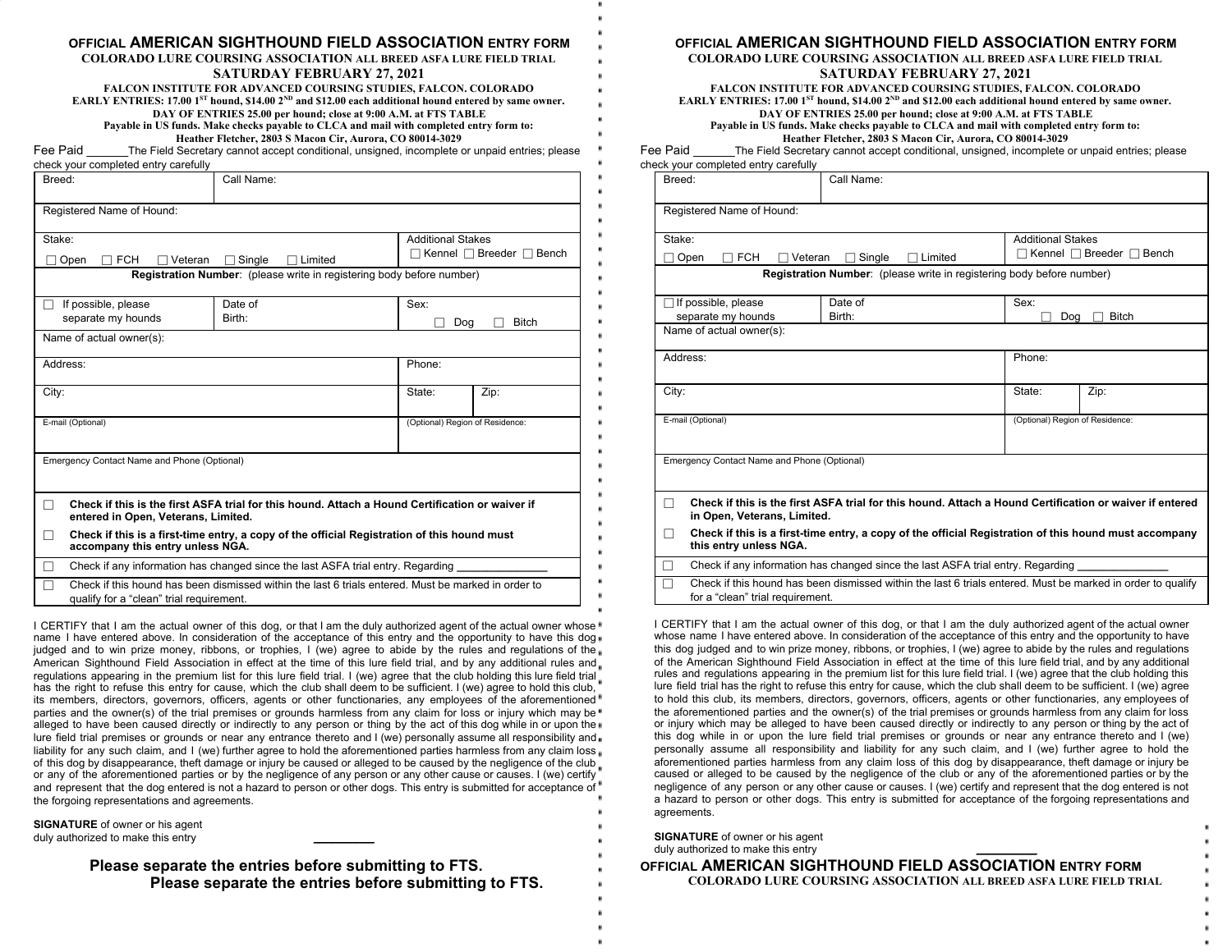**OFFICIAL AMERICAN SIGHTHOUND FIELD ASSOCIATION ENTRY FORM**

**COLORADO LURE COURSING ASSOCIATION ALL BREED ASFA LURE FIELD TRIAL**

**SATURDAY FEBRUARY 27, 2021**

**FALCON INSTITUTE FOR ADVANCED COURSING STUDIES, FALCON. COLORADO**

**EARLY ENTRIES: 17.00 1ST hound, $14.00 2ND and $12.00 each additional hound entered by same owner.**

**DAY OF ENTRIES 25.00 per hound; close at 9:00 A.M. at FTS TABLE**

**Payable in US funds. Make checks payable to CLCA and mail with completed entry form to:**

**Heather Fletcher, 2803 S Macon Cir, Aurora, CO 80014-3029**

Fee Paid _______The Field Secretary cannot accept conditional, unsigned, incomplete or unpaid entries; please check your completed entry carefully

| Breed: | Call Name: | | |
|---|---|---|---|
| Registered Name of Hound: | | | |
| Stake: ☐ Open ☐ FCH ☐ Veteran ☐ Single ☐ Limited | | Additional Stakes ☐ Kennel ☐ Breeder ☐ Bench | |
| **Registration Number**: (please write in registering body before number) | | | |
| ☐ If possible, please separate my hounds | Date of Birth: | Sex: ☐ Dog ☐ Bitch | |
| Name of actual owner(s): | | | |
| Address: | | Phone: | |
| City: | | State: | Zip: |
| E-mail (Optional) | | (Optional) Region of Residence: | |
| Emergency Contact Name and Phone (Optional) | | | |

☐ **Check if this is the first ASFA trial for this hound. Attach a Hound Certification or waiver if entered in Open, Veterans, Limited.**

☐ **Check if this is a first-time entry, a copy of the official Registration of this hound must accompany this entry unless NGA.**

☐ Check if any information has changed since the last ASFA trial entry. Regarding _______________

☐ Check if this hound has been dismissed within the last 6 trials entered. Must be marked in order to qualify for a "clean" trial requirement.

I CERTIFY that I am the actual owner of this dog, or that I am the duly authorized agent of the actual owner whose name I have entered above. In consideration of the acceptance of this entry and the opportunity to have this dog judged and to win prize money, ribbons, or trophies, I (we) agree to abide by the rules and regulations of the American Sighthound Field Association in effect at the time of this lure field trial, and by any additional rules and regulations appearing in the premium list for this lure field trial. I (we) agree that the club holding this lure field trial has the right to refuse this entry for cause, which the club shall deem to be sufficient. I (we) agree to hold this club, its members, directors, governors, officers, agents or other functionaries, any employees of the aforementioned parties and the owner(s) of the trial premises or grounds harmless from any claim for loss or injury which may be alleged to have been caused directly or indirectly to any person or thing by the act of this dog while in or upon the lure field trial premises or grounds or near any entrance thereto and I (we) personally assume all responsibility and liability for any such claim, and I (we) further agree to hold the aforementioned parties harmless from any claim loss of this dog by disappearance, theft damage or injury be caused or alleged to be caused by the negligence of the club or any of the aforementioned parties or by the negligence of any person or any other cause or causes. I (we) certify and represent that the dog entered is not a hazard to person or other dogs. This entry is submitted for acceptance of the forgoing representations and agreements.

**SIGNATURE** of owner or his agent duly authorized to make this entry _________

**Please separate the entries before submitting to FTS.**

**Please separate the entries before submitting to FTS.**

---

**OFFICIAL AMERICAN SIGHTHOUND FIELD ASSOCIATION ENTRY FORM**

**COLORADO LURE COURSING ASSOCIATION ALL BREED ASFA LURE FIELD TRIAL**

**SATURDAY FEBRUARY 27, 2021**

**FALCON INSTITUTE FOR ADVANCED COURSING STUDIES, FALCON. COLORADO**

**EARLY ENTRIES: 17.00 1ST hound, $14.00 2ND and $12.00 each additional hound entered by same owner.**

**DAY OF ENTRIES 25.00 per hound; close at 9:00 A.M. at FTS TABLE**

**Payable in US funds. Make checks payable to CLCA and mail with completed entry form to:**

**Heather Fletcher, 2803 S Macon Cir, Aurora, CO 80014-3029**

Fee Paid _______The Field Secretary cannot accept conditional, unsigned, incomplete or unpaid entries; please check your completed entry carefully

| Breed: | Call Name: | | |
|---|---|---|---|
| Registered Name of Hound: | | | |
| Stake: ☐ Open ☐ FCH ☐ Veteran ☐ Single ☐ Limited | | Additional Stakes ☐ Kennel ☐ Breeder ☐ Bench | |
| **Registration Number**: (please write in registering body before number) | | | |
| ☐ If possible, please separate my hounds | Date of Birth: | Sex: ☐ Dog ☐ Bitch | |
| Name of actual owner(s): | | | |
| Address: | | Phone: | |
| City: | | State: | Zip: |
| E-mail (Optional) | | (Optional) Region of Residence: | |
| Emergency Contact Name and Phone (Optional) | | | |

☐ **Check if this is the first ASFA trial for this hound. Attach a Hound Certification or waiver if entered in Open, Veterans, Limited.**

☐ **Check if this is a first-time entry, a copy of the official Registration of this hound must accompany this entry unless NGA.**

☐ Check if any information has changed since the last ASFA trial entry. Regarding _______________

☐ Check if this hound has been dismissed within the last 6 trials entered. Must be marked in order to qualify for a "clean" trial requirement.

I CERTIFY that I am the actual owner of this dog, or that I am the duly authorized agent of the actual owner whose name I have entered above. In consideration of the acceptance of this entry and the opportunity to have this dog judged and to win prize money, ribbons, or trophies, I (we) agree to abide by the rules and regulations of the American Sighthound Field Association in effect at the time of this lure field trial, and by any additional rules and regulations appearing in the premium list for this lure field trial. I (we) agree that the club holding this lure field trial has the right to refuse this entry for cause, which the club shall deem to be sufficient. I (we) agree to hold this club, its members, directors, governors, officers, agents or other functionaries, any employees of the aforementioned parties and the owner(s) of the trial premises or grounds harmless from any claim for loss or injury which may be alleged to have been caused directly or indirectly to any person or thing by the act of this dog while in or upon the lure field trial premises or grounds or near any entrance thereto and I (we) personally assume all responsibility and liability for any such claim, and I (we) further agree to hold the aforementioned parties harmless from any claim loss of this dog by disappearance, theft damage or injury be caused or alleged to be caused by the negligence of the club or any of the aforementioned parties or by the negligence of any person or any other cause or causes. I (we) certify and represent that the dog entered is not a hazard to person or other dogs. This entry is submitted for acceptance of the forgoing representations and agreements.

**SIGNATURE** of owner or his agent duly authorized to make this entry _________

**OFFICIAL AMERICAN SIGHTHOUND FIELD ASSOCIATION ENTRY FORM**

**COLORADO LURE COURSING ASSOCIATION ALL BREED ASFA LURE FIELD TRIAL**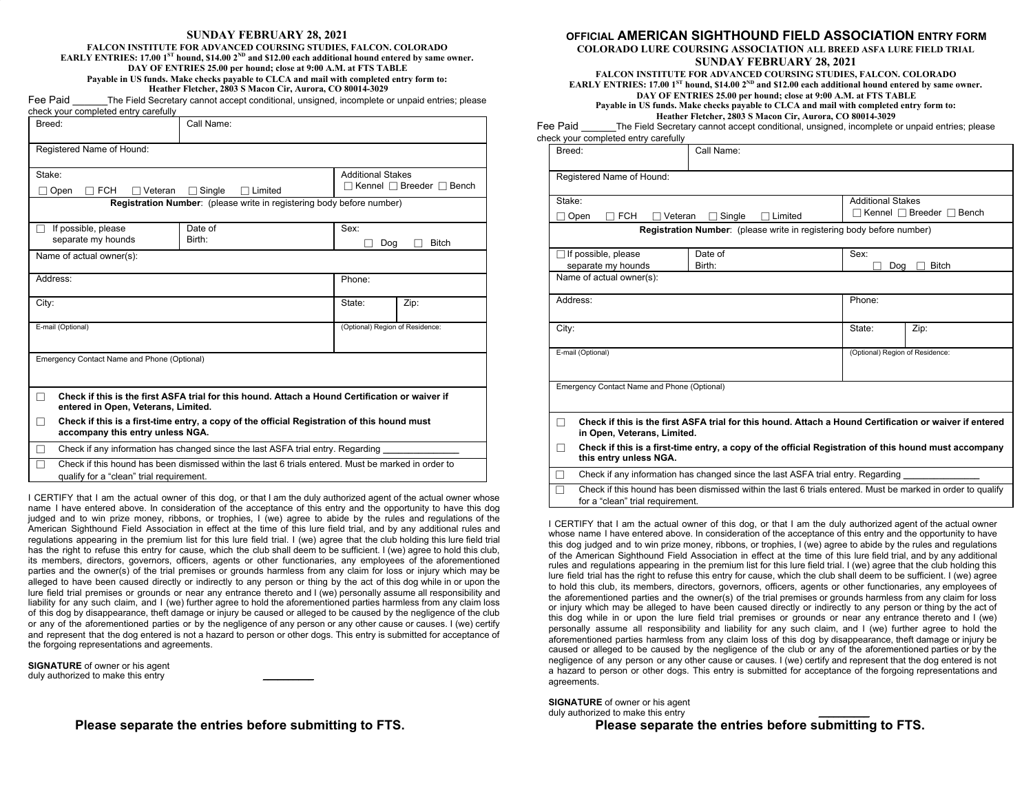**SUNDAY FEBRUARY 28, 2021**

**FALCON INSTITUTE FOR ADVANCED COURSING STUDIES, FALCON. COLORADO**

**EARLY ENTRIES: 17.00 1ST hound, $14.00 2ND and $12.00 each additional hound entered by same owner.**

**DAY OF ENTRIES 25.00 per hound; close at 9:00 A.M. at FTS TABLE**

**Payable in US funds. Make checks payable to CLCA and mail with completed entry form to:**

**Heather Fletcher, 2803 S Macon Cir, Aurora, CO 80014-3029**

Fee Paid \_\_\_\_\_\_The Field Secretary cannot accept conditional, unsigned, incomplete or unpaid entries; please check your completed entry carefully

| | | | |
|---|---|---|---|
| Breed: | Call Name: | | |
| Registered Name of Hound: | | | |
| Stake: ☐ Open ☐ FCH ☐ Veteran ☐ Single ☐ Limited | | Additional Stakes ☐ Kennel ☐ Breeder ☐ Bench | |
| **Registration Number**: (please write in registering body before number) | | | |
| ☐ If possible, please separate my hounds | Date of Birth: | Sex: ☐ Dog ☐ Bitch | |
| Name of actual owner(s): | | | |
| Address: | | Phone: | |
| City: | | State: | Zip: |
| E-mail (Optional) | | (Optional) Region of Residence: | |
| Emergency Contact Name and Phone (Optional) | | | |
| ☐ **Check if this is the first ASFA trial for this hound. Attach a Hound Certification or waiver if entered in Open, Veterans, Limited.** | | | |
| ☐ **Check if this is a first-time entry, a copy of the official Registration of this hound must accompany this entry unless NGA.** | | | |
| ☐ Check if any information has changed since the last ASFA trial entry. Regarding \_\_\_\_\_\_\_\_\_\_\_\_\_\_\_ | | | |
| ☐ Check if this hound has been dismissed within the last 6 trials entered. Must be marked in order to qualify for a "clean" trial requirement. | | | |

I CERTIFY that I am the actual owner of this dog, or that I am the duly authorized agent of the actual owner whose name I have entered above. In consideration of the acceptance of this entry and the opportunity to have this dog judged and to win prize money, ribbons, or trophies, I (we) agree to abide by the rules and regulations of the American Sighthound Field Association in effect at the time of this lure field trial, and by any additional rules and regulations appearing in the premium list for this lure field trial. I (we) agree that the club holding this lure field trial has the right to refuse this entry for cause, which the club shall deem to be sufficient. I (we) agree to hold this club, its members, directors, governors, officers, agents or other functionaries, any employees of the aforementioned parties and the owner(s) of the trial premises or grounds harmless from any claim for loss or injury which may be alleged to have been caused directly or indirectly to any person or thing by the act of this dog while in or upon the lure field trial premises or grounds or near any entrance thereto and I (we) personally assume all responsibility and liability for any such claim, and I (we) further agree to hold the aforementioned parties harmless from any claim loss of this dog by disappearance, theft damage or injury be caused or alleged to be caused by the negligence of the club or any of the aforementioned parties or by the negligence of any person or any other cause or causes. I (we) certify and represent that the dog entered is not a hazard to person or other dogs. This entry is submitted for acceptance of the forgoing representations and agreements.

**SIGNATURE** of owner or his agent duly authorized to make this entry \_\_\_\_\_\_\_\_\_

**Please separate the entries before submitting to FTS.**

**OFFICIAL AMERICAN SIGHTHOUND FIELD ASSOCIATION ENTRY FORM**

**COLORADO LURE COURSING ASSOCIATION ALL BREED ASFA LURE FIELD TRIAL**

**SUNDAY FEBRUARY 28, 2021**

**FALCON INSTITUTE FOR ADVANCED COURSING STUDIES, FALCON. COLORADO**

**EARLY ENTRIES: 17.00 1ST hound, $14.00 2ND and $12.00 each additional hound entered by same owner.**

**DAY OF ENTRIES 25.00 per hound; close at 9:00 A.M. at FTS TABLE**

**Payable in US funds. Make checks payable to CLCA and mail with completed entry form to:**

**Heather Fletcher, 2803 S Macon Cir, Aurora, CO 80014-3029**

Fee Paid \_\_\_\_\_\_The Field Secretary cannot accept conditional, unsigned, incomplete or unpaid entries; please check your completed entry carefully

| | | | |
|---|---|---|---|
| Breed: | Call Name: | | |
| Registered Name of Hound: | | | |
| Stake: ☐ Open ☐ FCH ☐ Veteran ☐ Single ☐ Limited | | Additional Stakes ☐ Kennel ☐ Breeder ☐ Bench | |
| **Registration Number**: (please write in registering body before number) | | | |
| ☐ If possible, please separate my hounds | Date of Birth: | Sex: ☐ Dog ☐ Bitch | |
| Name of actual owner(s): | | | |
| Address: | | Phone: | |
| City: | | State: | Zip: |
| E-mail (Optional) | | (Optional) Region of Residence: | |
| Emergency Contact Name and Phone (Optional) | | | |
| ☐ **Check if this is the first ASFA trial for this hound. Attach a Hound Certification or waiver if entered in Open, Veterans, Limited.** | | | |
| ☐ **Check if this is a first-time entry, a copy of the official Registration of this hound must accompany this entry unless NGA.** | | | |
| ☐ Check if any information has changed since the last ASFA trial entry. Regarding \_\_\_\_\_\_\_\_\_\_\_\_\_\_\_ | | | |
| ☐ Check if this hound has been dismissed within the last 6 trials entered. Must be marked in order to qualify for a "clean" trial requirement. | | | |

I CERTIFY that I am the actual owner of this dog, or that I am the duly authorized agent of the actual owner whose name I have entered above. In consideration of the acceptance of this entry and the opportunity to have this dog judged and to win prize money, ribbons, or trophies, I (we) agree to abide by the rules and regulations of the American Sighthound Field Association in effect at the time of this lure field trial, and by any additional rules and regulations appearing in the premium list for this lure field trial. I (we) agree that the club holding this lure field trial has the right to refuse this entry for cause, which the club shall deem to be sufficient. I (we) agree to hold this club, its members, directors, governors, officers, agents or other functionaries, any employees of the aforementioned parties and the owner(s) of the trial premises or grounds harmless from any claim for loss or injury which may be alleged to have been caused directly or indirectly to any person or thing by the act of this dog while in or upon the lure field trial premises or grounds or near any entrance thereto and I (we) personally assume all responsibility and liability for any such claim, and I (we) further agree to hold the aforementioned parties harmless from any claim loss of this dog by disappearance, theft damage or injury be caused or alleged to be caused by the negligence of the club or any of the aforementioned parties or by the negligence of any person or any other cause or causes. I (we) certify and represent that the dog entered is not a hazard to person or other dogs. This entry is submitted for acceptance of the forgoing representations and agreements.

**SIGNATURE** of owner or his agent duly authorized to make this entry \_\_\_\_\_\_\_\_\_

**Please separate the entries before submitting to FTS.**